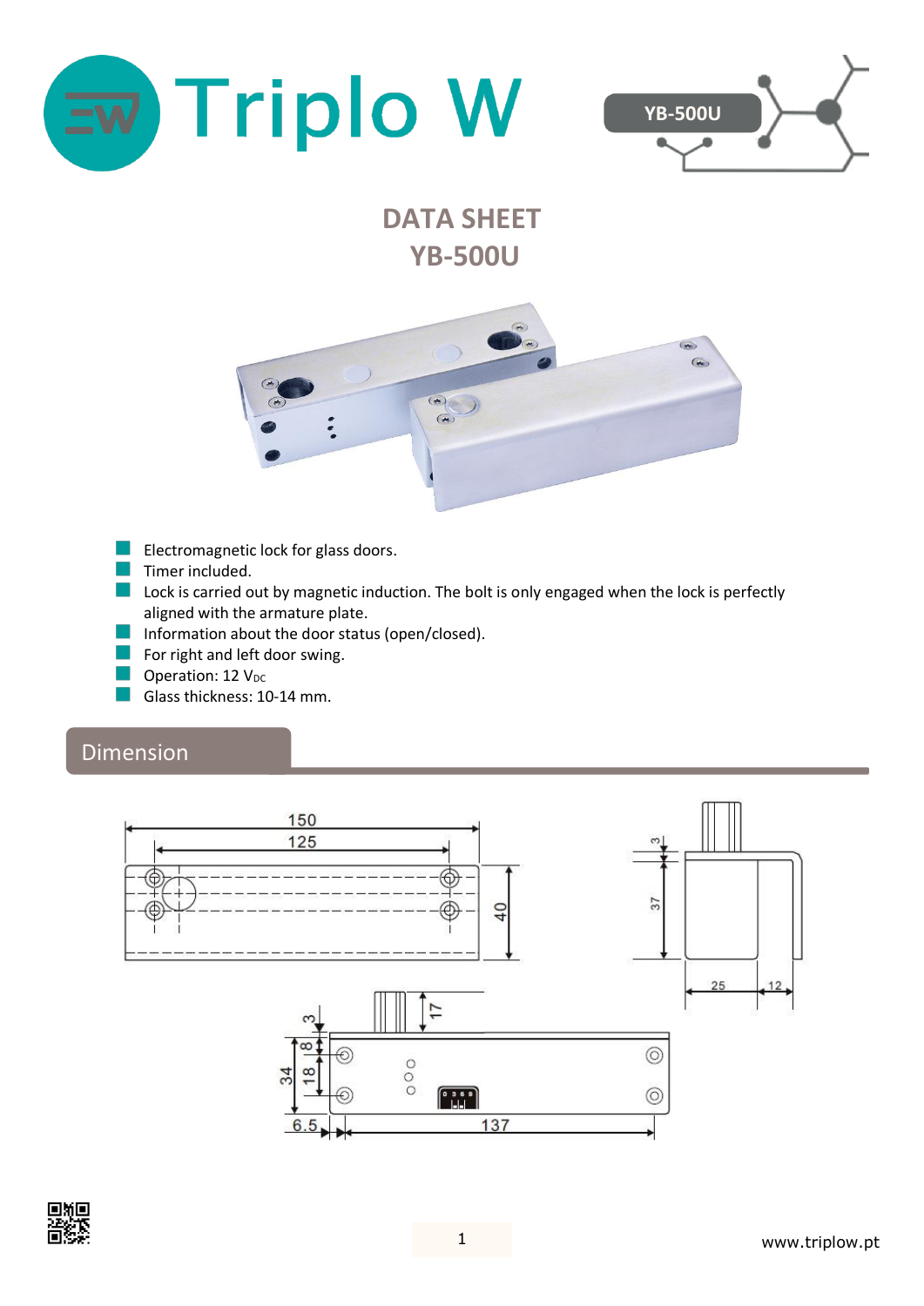# DATA SHEET
# YB-500U

- Electromagnetic lock for glass doors.
- Timer included.
- Lock is carried out by magnetic induction. The bolt is only engaged when the lock is perfectly aligned with the armature plate.
- Information about the door status (open/closed).
- For right and left door swing.
- Operation: 12 $V_{DC}$
- Glass thickness: 10-14 mm.

## Dimension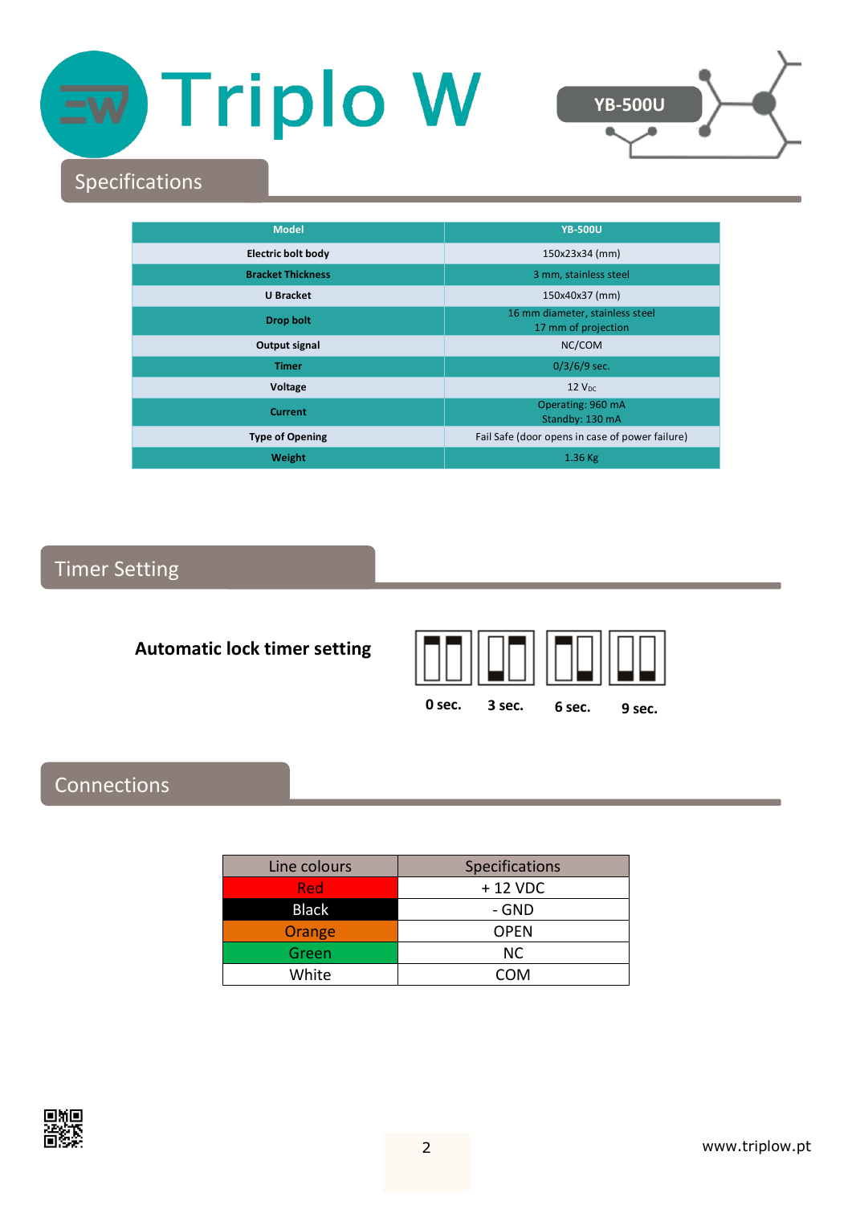# Triplo W

**YB-500U**

## Specifications

| Model | YB-500U |
| --- | --- |
| Electric bolt body | 150x23x34 (mm) |
| Bracket Thickness | 3 mm, stainless steel |
| U Bracket | 150x40x37 (mm) |
| Drop bolt | 16 mm diameter, stainless steel<br>17 mm of projection |
| Output signal | NC/COM |
| Timer | 0/3/6/9 sec. |
| Voltage | 12 $V_{DC}$ |
| Current | Operating: 960 mA<br>Standby: 130 mA |
| Type of Opening | Fail Safe (door opens in case of power failure) |
| Weight | 1.36 Kg |

## Timer Setting

**Automatic lock timer setting**

**0 sec.** **3 sec.** **6 sec.** **9 sec.**

## Connections

| Line colours | Specifications |
| --- | --- |
| Red | + 12 VDC |
| Black | - GND |
| Orange | OPEN |
| Green | NC |
| White | COM |

www.triplow.pt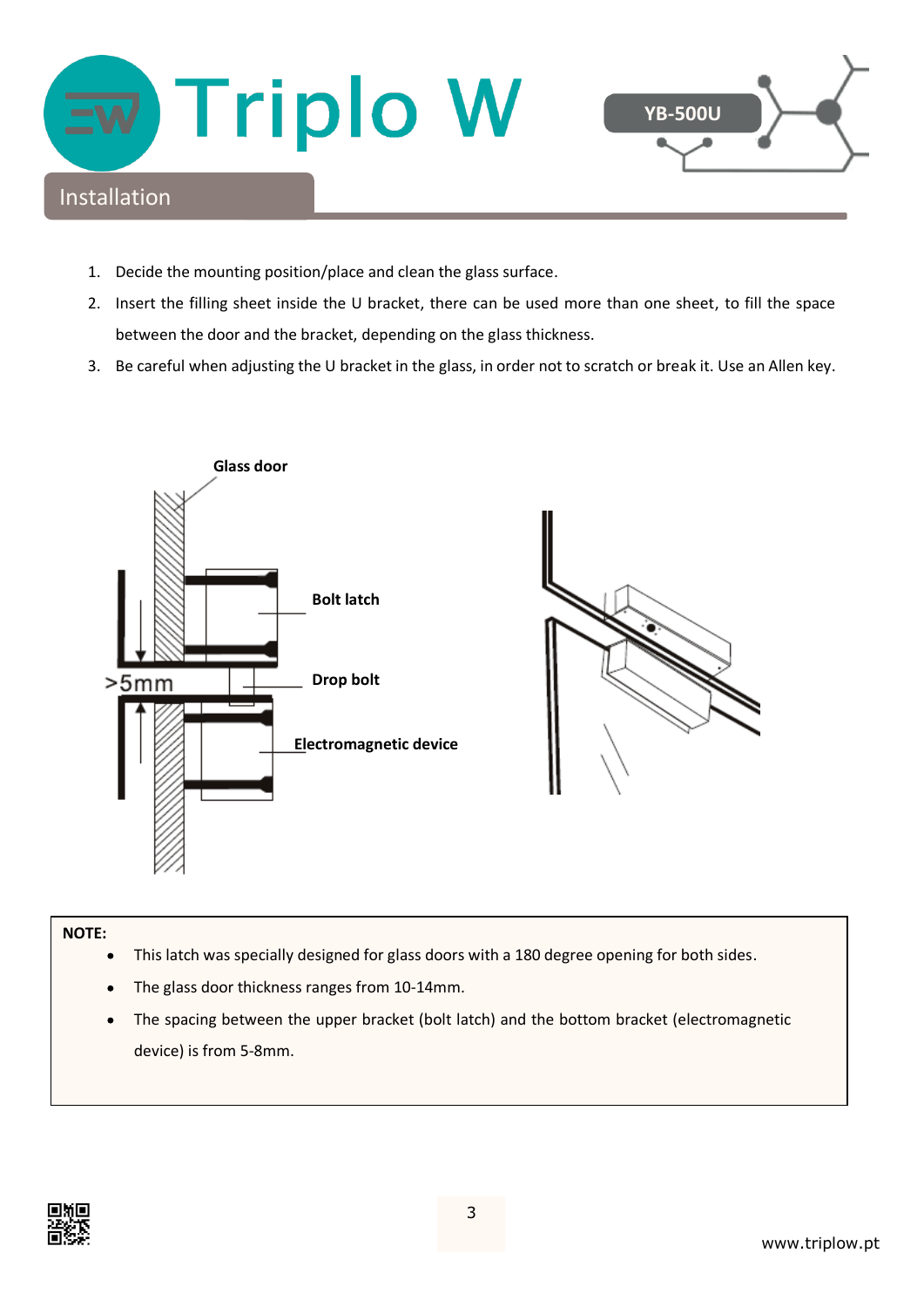## Installation

1. Decide the mounting position/place and clean the glass surface.
2. Insert the filling sheet inside the U bracket, there can be used more than one sheet, to fill the space between the door and the bracket, depending on the glass thickness.
3. Be careful when adjusting the U bracket in the glass, in order not to scratch or break it. Use an Allen key.

Glass door

Bolt latch

>5mm

Drop bolt

Electromagnetic device

**NOTE:**

- This latch was specially designed for glass doors with a 180 degree opening for both sides.
- The glass door thickness ranges from 10-14mm.
- The spacing between the upper bracket (bolt latch) and the bottom bracket (electromagnetic device) is from 5-8mm.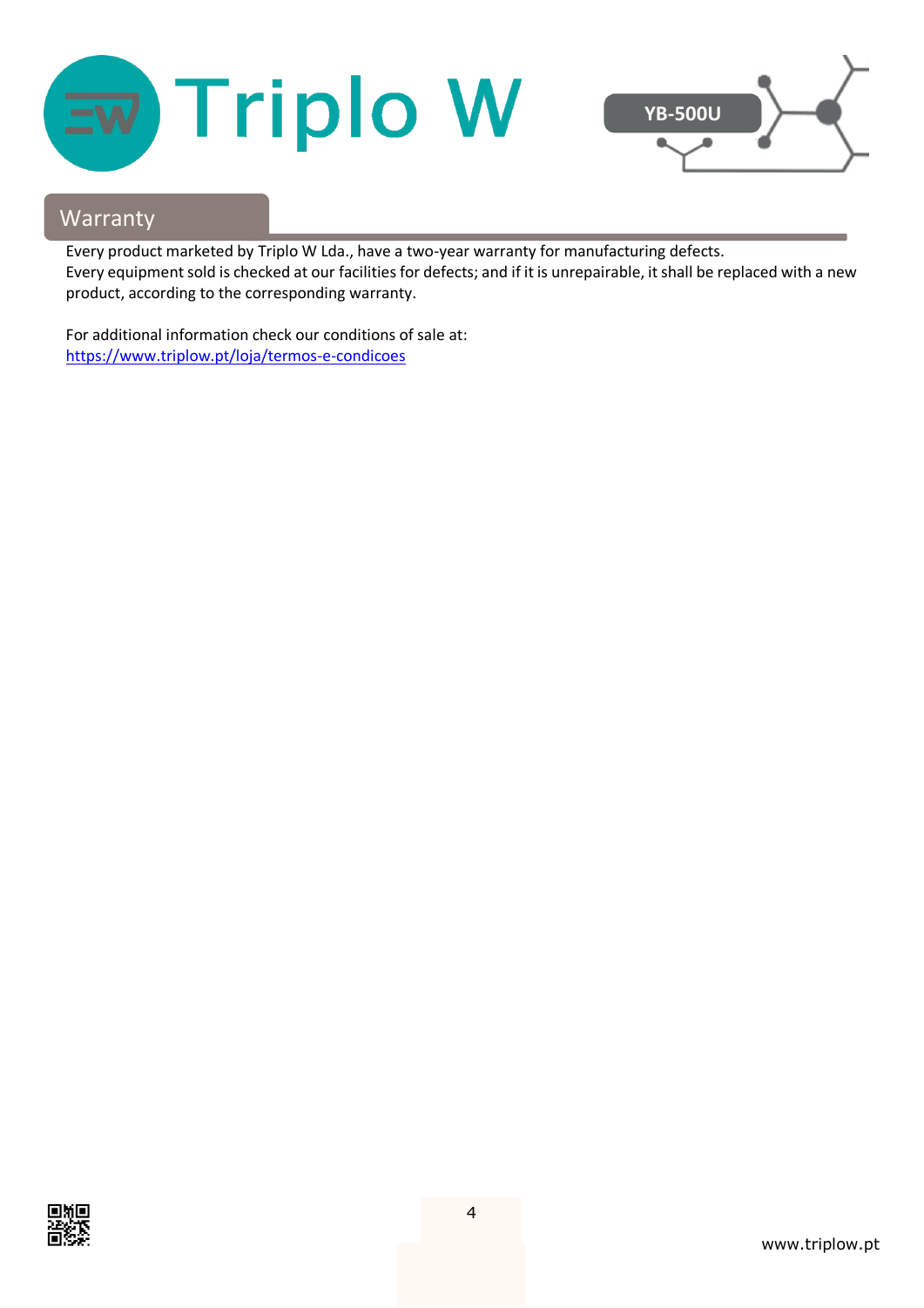## Warranty

Every product marketed by Triplo W Lda., have a two-year warranty for manufacturing defects.
Every equipment sold is checked at our facilities for defects; and if it is unrepairable, it shall be replaced with a new product, according to the corresponding warranty.

For additional information check our conditions of sale at:
https://www.triplow.pt/loja/termos-e-condicoes